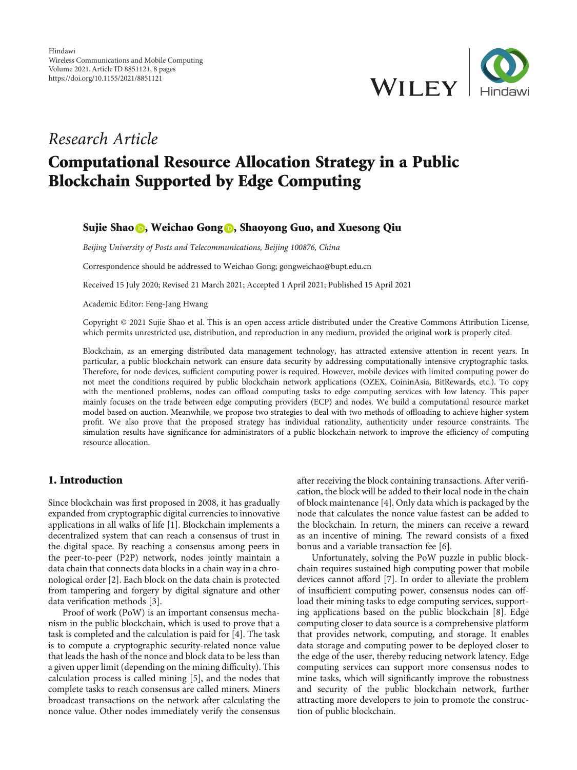Hindawi
Wireless Communications and Mobile Computing
Volume 2021, Article ID 8851121, 8 pages
https://doi.org/10.1155/2021/8851121

*Research Article*

# Computational Resource Allocation Strategy in a Public Blockchain Supported by Edge Computing

**Sujie Shao, Weichao Gong, Shaoyong Guo, and Xuesong Qiu**

*Beijing University of Posts and Telecommunications, Beijing 100876, China*

Correspondence should be addressed to Weichao Gong; gongweichao@bupt.edu.cn

Received 15 July 2020; Revised 21 March 2021; Accepted 1 April 2021; Published 15 April 2021

Academic Editor: Feng-Jang Hwang

Copyright © 2021 Sujie Shao et al. This is an open access article distributed under the Creative Commons Attribution License, which permits unrestricted use, distribution, and reproduction in any medium, provided the original work is properly cited.

Blockchain, as an emerging distributed data management technology, has attracted extensive attention in recent years. In particular, a public blockchain network can ensure data security by addressing computationally intensive cryptographic tasks. Therefore, for node devices, sufficient computing power is required. However, mobile devices with limited computing power do not meet the conditions required by public blockchain network applications (OZEX, CoininAsia, BitRewards, etc.). To copy with the mentioned problems, nodes can offload computing tasks to edge computing services with low latency. This paper mainly focuses on the trade between edge computing providers (ECP) and nodes. We build a computational resource market model based on auction. Meanwhile, we propose two strategies to deal with two methods of offloading to achieve higher system profit. We also prove that the proposed strategy has individual rationality, authenticity under resource constraints. The simulation results have significance for administrators of a public blockchain network to improve the efficiency of computing resource allocation.

## 1. Introduction

Since blockchain was first proposed in 2008, it has gradually expanded from cryptographic digital currencies to innovative applications in all walks of life [1]. Blockchain implements a decentralized system that can reach a consensus of trust in the digital space. By reaching a consensus among peers in the peer-to-peer (P2P) network, nodes jointly maintain a data chain that connects data blocks in a chain way in a chronological order [2]. Each block on the data chain is protected from tampering and forgery by digital signature and other data verification methods [3].

Proof of work (PoW) is an important consensus mechanism in the public blockchain, which is used to prove that a task is completed and the calculation is paid for [4]. The task is to compute a cryptographic security-related nonce value that leads the hash of the nonce and block data to be less than a given upper limit (depending on the mining difficulty). This calculation process is called mining [5], and the nodes that complete tasks to reach consensus are called miners. Miners broadcast transactions on the network after calculating the nonce value. Other nodes immediately verify the consensus after receiving the block containing transactions. After verification, the block will be added to their local node in the chain of block maintenance [4]. Only data which is packaged by the node that calculates the nonce value fastest can be added to the blockchain. In return, the miners can receive a reward as an incentive of mining. The reward consists of a fixed bonus and a variable transaction fee [6].

Unfortunately, solving the PoW puzzle in public blockchain requires sustained high computing power that mobile devices cannot afford [7]. In order to alleviate the problem of insufficient computing power, consensus nodes can offload their mining tasks to edge computing services, supporting applications based on the public blockchain [8]. Edge computing closer to data source is a comprehensive platform that provides network, computing, and storage. It enables data storage and computing power to be deployed closer to the edge of the user, thereby reducing network latency. Edge computing services can support more consensus nodes to mine tasks, which will significantly improve the robustness and security of the public blockchain network, further attracting more developers to join to promote the construction of public blockchain.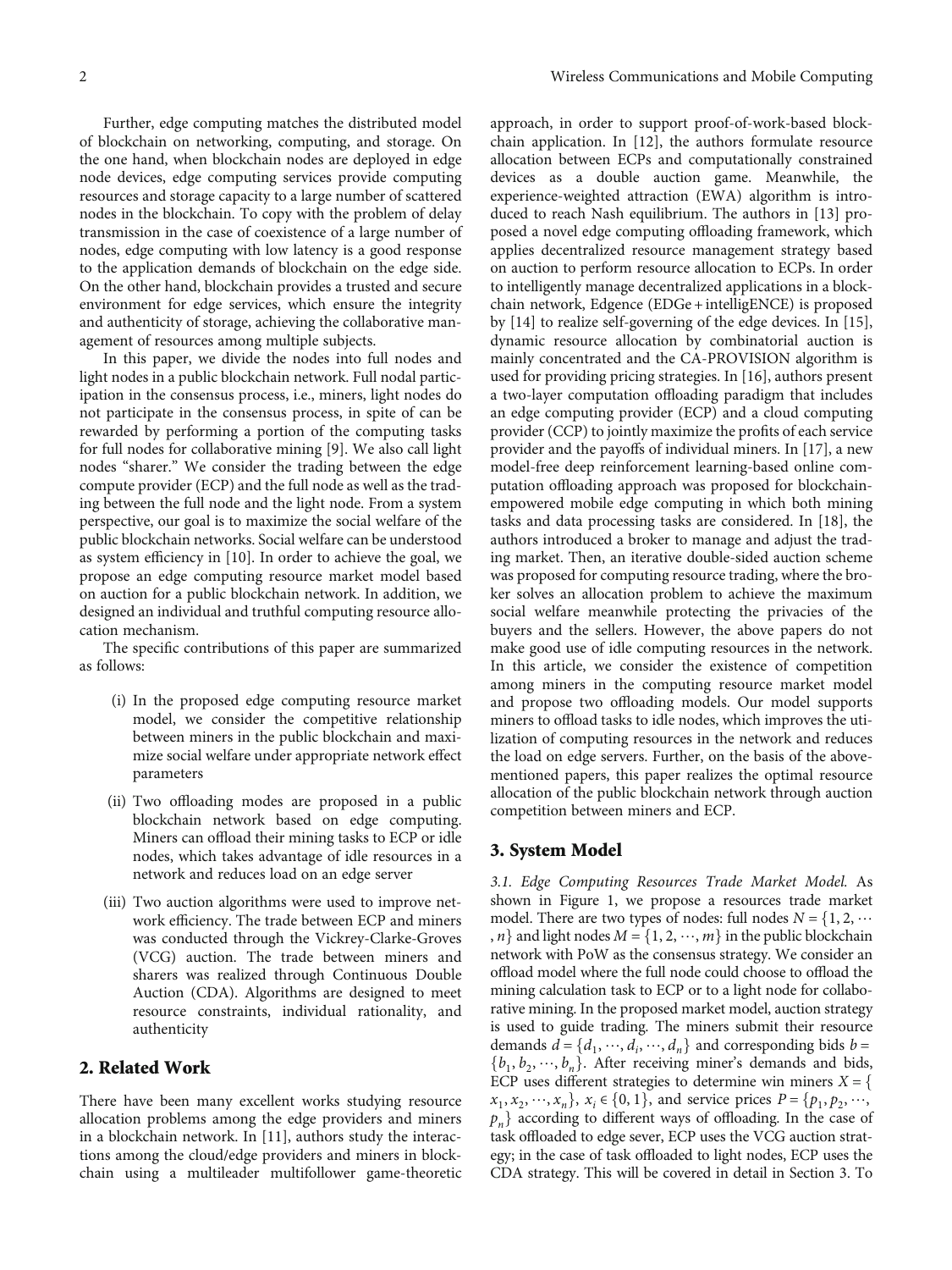Further, edge computing matches the distributed model of blockchain on networking, computing, and storage. On the one hand, when blockchain nodes are deployed in edge node devices, edge computing services provide computing resources and storage capacity to a large number of scattered nodes in the blockchain. To copy with the problem of delay transmission in the case of coexistence of a large number of nodes, edge computing with low latency is a good response to the application demands of blockchain on the edge side. On the other hand, blockchain provides a trusted and secure environment for edge services, which ensure the integrity and authenticity of storage, achieving the collaborative management of resources among multiple subjects.

In this paper, we divide the nodes into full nodes and light nodes in a public blockchain network. Full nodal participation in the consensus process, i.e., miners, light nodes do not participate in the consensus process, in spite of can be rewarded by performing a portion of the computing tasks for full nodes for collaborative mining [9]. We also call light nodes "sharer." We consider the trading between the edge compute provider (ECP) and the full node as well as the trading between the full node and the light node. From a system perspective, our goal is to maximize the social welfare of the public blockchain networks. Social welfare can be understood as system efficiency in [10]. In order to achieve the goal, we propose an edge computing resource market model based on auction for a public blockchain network. In addition, we designed an individual and truthful computing resource allocation mechanism.

The specific contributions of this paper are summarized as follows:

(i) In the proposed edge computing resource market model, we consider the competitive relationship between miners in the public blockchain and maximize social welfare under appropriate network effect parameters

(ii) Two offloading modes are proposed in a public blockchain network based on edge computing. Miners can offload their mining tasks to ECP or idle nodes, which takes advantage of idle resources in a network and reduces load on an edge server

(iii) Two auction algorithms were used to improve network efficiency. The trade between ECP and miners was conducted through the Vickrey-Clarke-Groves (VCG) auction. The trade between miners and sharers was realized through Continuous Double Auction (CDA). Algorithms are designed to meet resource constraints, individual rationality, and authenticity

## 2. Related Work

There have been many excellent works studying resource allocation problems among the edge providers and miners in a blockchain network. In [11], authors study the interactions among the cloud/edge providers and miners in blockchain using a multileader multifollower game-theoretic approach, in order to support proof-of-work-based blockchain application. In [12], the authors formulate resource allocation between ECPs and computationally constrained devices as a double auction game. Meanwhile, the experience-weighted attraction (EWA) algorithm is introduced to reach Nash equilibrium. The authors in [13] proposed a novel edge computing offloading framework, which applies decentralized resource management strategy based on auction to perform resource allocation to ECPs. In order to intelligently manage decentralized applications in a blockchain network, Edgence (EDGe + intelligENCE) is proposed by [14] to realize self-governing of the edge devices. In [15], dynamic resource allocation by combinatorial auction is mainly concentrated and the CA-PROVISION algorithm is used for providing pricing strategies. In [16], authors present a two-layer computation offloading paradigm that includes an edge computing provider (ECP) and a cloud computing provider (CCP) to jointly maximize the profits of each service provider and the payoffs of individual miners. In [17], a new model-free deep reinforcement learning-based online computation offloading approach was proposed for blockchain-empowered mobile edge computing in which both mining tasks and data processing tasks are considered. In [18], the authors introduced a broker to manage and adjust the trading market. Then, an iterative double-sided auction scheme was proposed for computing resource trading, where the broker solves an allocation problem to achieve the maximum social welfare meanwhile protecting the privacies of the buyers and the sellers. However, the above papers do not make good use of idle computing resources in the network. In this article, we consider the existence of competition among miners in the computing resource market model and propose two offloading models. Our model supports miners to offload tasks to idle nodes, which improves the utilization of computing resources in the network and reduces the load on edge servers. Further, on the basis of the above-mentioned papers, this paper realizes the optimal resource allocation of the public blockchain network through auction competition between miners and ECP.

## 3. System Model

*3.1. Edge Computing Resources Trade Market Model.* As shown in Figure 1, we propose a resources trade market model. There are two types of nodes: full nodes $N = \{1, 2, \cdots, n\}$ and light nodes $M = \{1, 2, \cdots, m\}$ in the public blockchain network with PoW as the consensus strategy. We consider an offload model where the full node could choose to offload the mining calculation task to ECP or to a light node for collaborative mining. In the proposed market model, auction strategy is used to guide trading. The miners submit their resource demands $d = \{d_1, \cdots, d_i, \cdots, d_n\}$ and corresponding bids $b = \{b_1, b_2, \cdots, b_n\}$. After receiving miner's demands and bids, ECP uses different strategies to determine win miners $X = \{x_1, x_2, \cdots, x_n\}$, $x_i \in \{0, 1\}$, and service prices $P = \{p_1, p_2, \cdots, p_n\}$ according to different ways of offloading. In the case of task offloaded to edge sever, ECP uses the VCG auction strategy; in the case of task offloaded to light nodes, ECP uses the CDA strategy. This will be covered in detail in Section 3. To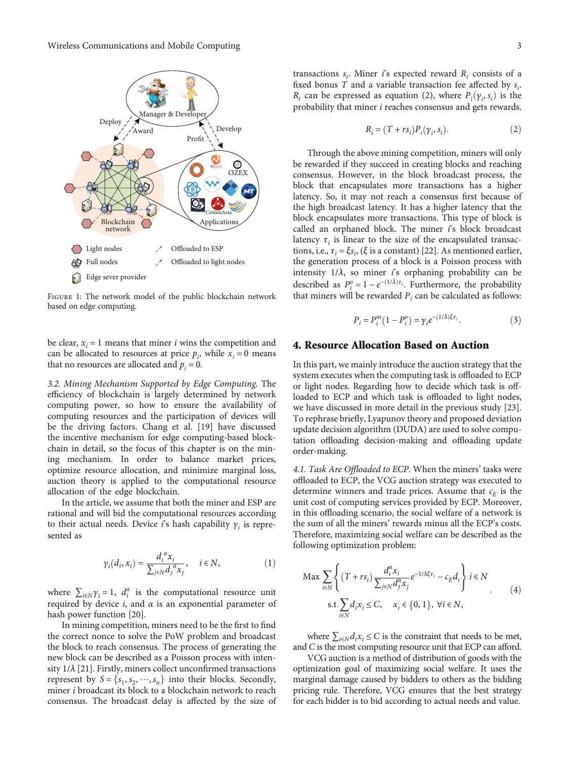FIGURE 1: The network model of the public blockchain network based on edge computing.

be clear, $x_i = 1$ means that miner $i$ wins the competition and can be allocated to resources at price $p_i$, while $x_i = 0$ means that no resources are allocated and $p_i = 0$.

*3.2. Mining Mechanism Supported by Edge Computing.* The efficiency of blockchain is largely determined by network computing power, so how to ensure the availability of computing resources and the participation of devices will be the driving factors. Chang et al. [19] have discussed the incentive mechanism for edge computing-based blockchain in detail, so the focus of this chapter is on the mining mechanism. In order to balance market prices, optimize resource allocation, and minimize marginal loss, auction theory is applied to the computational resource allocation of the edge blockchain.

In the article, we assume that both the miner and ESP are rational and will bid the computational resources according to their actual needs. Device $i$'s hash capability $\gamma_i$ is represented as

$$\gamma_i(d_i, x_i) = \frac{d_i^{\alpha} x_i}{\sum_{j \in N} d_j^{\alpha} x_j}, \quad i \in N, \tag{1}$$

where $\sum_{i \in N} \gamma_i = 1$, $d_i^{\alpha}$ is the computational resource unit required by device $i$, and $\alpha$ is an exponential parameter of hash power function [20].

In mining competition, miners need to be the first to find the correct nonce to solve the PoW problem and broadcast the block to reach consensus. The process of generating the new block can be described as a Poisson process with intensity $1/\lambda$ [21]. Firstly, miners collect unconfirmed transactions represent by $S = \{s_1, s_2, \cdots, s_n\}$ into their blocks. Secondly, miner $i$ broadcast its block to a blockchain network to reach consensus. The broadcast delay is affected by the size of transactions $s_i$. Miner $i$'s expected reward $R_i$ consists of a fixed bonus $T$ and a variable transaction fee affected by $s_i$. $R_i$ can be expressed as equation (2), where $P_i(\gamma_i, s_i)$ is the probability that miner $i$ reaches consensus and gets rewards.

$$R_i = (T + r s_i) P_i(\gamma_i, s_i). \tag{2}$$

Through the above mining competition, miners will only be rewarded if they succeed in creating blocks and reaching consensus. However, in the block broadcast process, the block that encapsulates more transactions has a higher latency. So, it may not reach a consensus first because of the high broadcast latency. It has a higher latency that the block encapsulates more transactions. This type of block is called an orphaned block. The miner $i$'s block broadcast latency $\tau_i$ is linear to the size of the encapsulated transactions, i.e., $\tau_i = \xi s_i$, ($\xi$ is a constant) [22]. As mentioned earlier, the generation process of a block is a Poisson process with intensity $1/\lambda$, so miner $i$'s orphaning probability can be described as $P_i^o = 1 - e^{-(1/\lambda)\tau_i}$. Furthermore, the probability that miners will be rewarded $P_i$ can be calculated as follows:

$$P_i = P_i^m (1 - P_i^o) = \gamma_i e^{-(1/\lambda)\xi \tau_i}. \tag{3}$$

## 4. Resource Allocation Based on Auction

In this part, we mainly introduce the auction strategy that the system executes when the computing task is offloaded to ECP or light nodes. Regarding how to decide which task is offloaded to ECP and which task is offloaded to light nodes, we have discussed in more detail in the previous study [23]. To rephrase briefly, Lyapunov theory and proposed deviation update decision algorithm (DUDA) are used to solve computation offloading decision-making and offloading update order-making.

*4.1. Task Are Offloaded to ECP.* When the miners' tasks were offloaded to ECP, the VCG auction strategy was executed to determine winners and trade prices. Assume that $c_E$ is the unit cost of computing services provided by ECP. Moreover, in this offloading scenario, the social welfare of a network is the sum of all the miners' rewards minus all the ECP's costs. Therefore, maximizing social welfare can be described as the following optimization problem:

$$\begin{aligned} &\text{Max} \sum_{i \in N} \left\{ (T + r s_i) \frac{d_i^{\alpha} x_i}{\sum_{j \in N} d_j^{\alpha} x_j} e^{-1/\lambda \xi \tau_i} - c_E d_i \right\} i \in N \\ &\text{s.t.} \sum_{i \in N} d_i x_i \le C, \quad x_i \in \{0, 1\}, \ \forall i \in N, \end{aligned} \tag{4}$$

where $\sum_{i \in N} d_i x_i \le C$ is the constraint that needs to be met, and $C$ is the most computing resource unit that ECP can afford.

VCG auction is a method of distribution of goods with the optimization goal of maximizing social welfare. It uses the marginal damage caused by bidders to others as the bidding pricing rule. Therefore, VCG ensures that the best strategy for each bidder is to bid according to actual needs and value.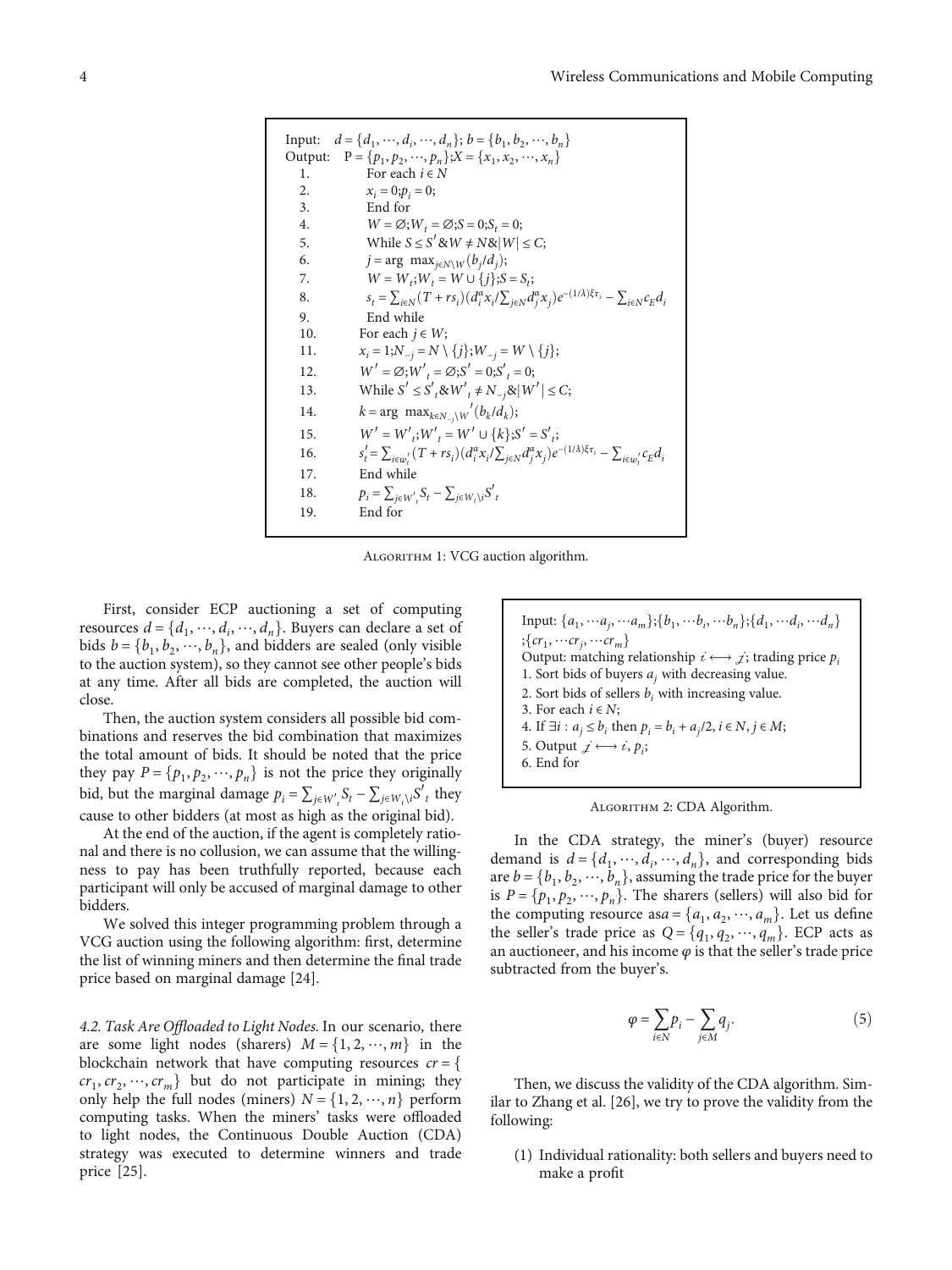```
Input:    d = {d_1, ..., d_i, ..., d_n}; b = {b_1, b_2, ..., b_n}
Output:   P = {p_1, p_2, ..., p_n}; X = {x_1, x_2, ..., x_n}
  1.        For each i ∈ N
  2.        x_i = 0; p_i = 0;
  3.        End for
  4.        W = ∅; W_t = ∅; S = 0; S_t = 0;
  5.        While S ≤ S' & W ≠ N & |W| ≤ C;
  6.        j = arg max_{j∈N\W} (b_j/d_j);
  7.        W = W_t; W_t = W ∪ {j}; S = S_t;
  8.        s_t = Σ_{i∈N} (T + rs_i)(d_i^α x_i / Σ_{j∈N} d_j^α x_j) e^{-(1/λ)ξτ_i} − Σ_{i∈N} c_E d_i
  9.        End while
 10.        For each j ∈ W;
 11.        x_i = 1; N_{-j} = N \ {j}; W_{-j} = W \ {j};
 12.        W' = ∅; W'_t = ∅; S' = 0; S'_t = 0;
 13.        While S' ≤ S'_t & W'_t ≠ N_{-j} & |W'| ≤ C;
 14.        k = arg max_{k∈N_{-j}\W'} (b_k/d_k);
 15.        W' = W'_t; W'_t = W' ∪ {k}; S' = S'_t;
 16.        s'_t = Σ_{i∈w'_t} (T + rs_i)(d_i^α x_i / Σ_{j∈N} d_j^α x_j) e^{-(1/λ)ξτ_i} − Σ_{i∈w'_t} c_E d_i
 17.        End while
 18.        p_i = Σ_{j∈W'_t} S_t − Σ_{j∈W_t\i} S'_t
 19.        End for
```

Algorithm 1: VCG auction algorithm.

First, consider ECP auctioning a set of computing resources $d = \{d_1, \cdots, d_i, \cdots, d_n\}$. Buyers can declare a set of bids $b = \{b_1, b_2, \cdots, b_n\}$, and bidders are sealed (only visible to the auction system), so they cannot see other people's bids at any time. After all bids are completed, the auction will close.

Then, the auction system considers all possible bid combinations and reserves the bid combination that maximizes the total amount of bids. It should be noted that the price they pay $P = \{p_1, p_2, \cdots, p_n\}$ is not the price they originally bid, but the marginal damage $p_i = \sum_{j \in W'_t} S_t - \sum_{j \in W_t \setminus i} S'_t$ they cause to other bidders (at most as high as the original bid).

At the end of the auction, if the agent is completely rational and there is no collusion, we can assume that the willingness to pay has been truthfully reported, because each participant will only be accused of marginal damage to other bidders.

We solved this integer programming problem through a VCG auction using the following algorithm: first, determine the list of winning miners and then determine the final trade price based on marginal damage [24].

*4.2. Task Are Offloaded to Light Nodes.* In our scenario, there are some light nodes (sharers) $M = \{1, 2, \cdots, m\}$ in the blockchain network that have computing resources $cr = \{cr_1, cr_2, \cdots, cr_m\}$ but do not participate in mining; they only help the full nodes (miners) $N = \{1, 2, \cdots, n\}$ perform computing tasks. When the miners' tasks were offloaded to light nodes, the Continuous Double Auction (CDA) strategy was executed to determine winners and trade price [25].

```
Input: {a_1, ...a_j, ...a_m}; {b_1, ...b_i, ...b_n}; {d_1, ...d_i, ...d_n}
       ; {cr_1, ...cr_j, ...cr_m}
Output: matching relationship i ⟷ j; trading price p_i
1. Sort bids of buyers a_j with decreasing value.
2. Sort bids of sellers b_i with increasing value.
3. For each i ∈ N;
4. If ∃i : a_j ≤ b_i then p_i = b_i + a_j/2, i ∈ N, j ∈ M;
5. Output j ⟷ i, p_i;
6. End for
```

Algorithm 2: CDA Algorithm.

In the CDA strategy, the miner's (buyer) resource demand is $d = \{d_1, \cdots, d_i, \cdots, d_n\}$, and corresponding bids are $b = \{b_1, b_2, \cdots, b_n\}$, assuming the trade price for the buyer is $P = \{p_1, p_2, \cdots, p_n\}$. The sharers (sellers) will also bid for the computing resource as $a = \{a_1, a_2, \cdots, a_m\}$. Let us define the seller's trade price as $Q = \{q_1, q_2, \cdots, q_m\}$. ECP acts as an auctioneer, and his income $\varphi$ is that the seller's trade price subtracted from the buyer's.

$$\varphi = \sum_{i \in N} p_i - \sum_{j \in M} q_j. \tag{5}$$

Then, we discuss the validity of the CDA algorithm. Similar to Zhang et al. [26], we try to prove the validity from the following:

(1) Individual rationality: both sellers and buyers need to make a profit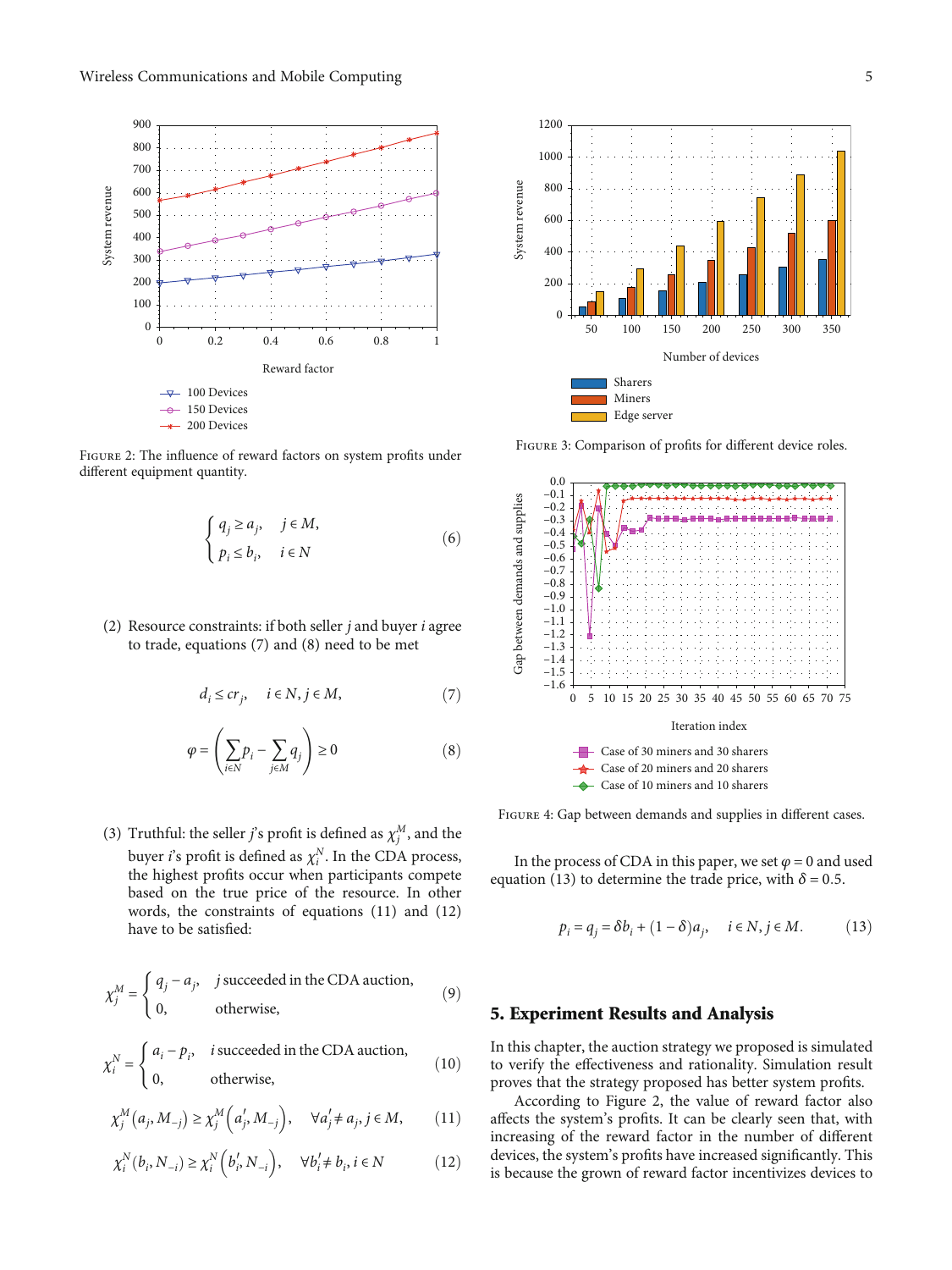Figure 2: The influence of reward factors on system profits under different equipment quantity.

$$\begin{cases} q_j \geq a_j, & j \in M, \\ p_i \leq b_i, & i \in N \end{cases} \tag{6}$$

(2) Resource constraints: if both seller $j$ and buyer $i$ agree to trade, equations (7) and (8) need to be met

$$d_i \leq cr_j, \quad i \in N, j \in M, \tag{7}$$

$$\varphi = \left( \sum_{i \in N} p_i - \sum_{j \in M} q_j \right) \geq 0 \tag{8}$$

(3) Truthful: the seller $j$'s profit is defined as $\chi_j^M$, and the buyer $i$'s profit is defined as $\chi_i^N$. In the CDA process, the highest profits occur when participants compete based on the true price of the resource. In other words, the constraints of equations (11) and (12) have to be satisfied:

$$\chi_j^M = \begin{cases} q_j - a_j, & j \text{ succeeded in the CDA auction}, \\ 0, & \text{otherwise}, \end{cases} \tag{9}$$

$$\chi_i^N = \begin{cases} a_i - p_i, & i \text{ succeeded in the CDA auction}, \\ 0, & \text{otherwise}, \end{cases} \tag{10}$$

$$\chi_j^M (a_j, M_{-j}) \geq \chi_j^M \left( a_j', M_{-j} \right), \quad \forall a_j' \neq a_j, j \in M, \tag{11}$$

$$\chi_i^N (b_i, N_{-i}) \geq \chi_i^N \left( b_i', N_{-i} \right), \quad \forall b_i' \neq b_i, i \in N \tag{12}$$

Figure 3: Comparison of profits for different device roles.

Figure 4: Gap between demands and supplies in different cases.

In the process of CDA in this paper, we set $\varphi = 0$ and used equation (13) to determine the trade price, with $\delta = 0.5$.

$$p_i = q_j = \delta b_i + (1 - \delta) a_j, \quad i \in N, j \in M. \tag{13}$$

## 5. Experiment Results and Analysis

In this chapter, the auction strategy we proposed is simulated to verify the effectiveness and rationality. Simulation result proves that the strategy proposed has better system profits.

According to Figure 2, the value of reward factor also affects the system's profits. It can be clearly seen that, with increasing of the reward factor in the number of different devices, the system's profits have increased significantly. This is because the grown of reward factor incentivizes devices to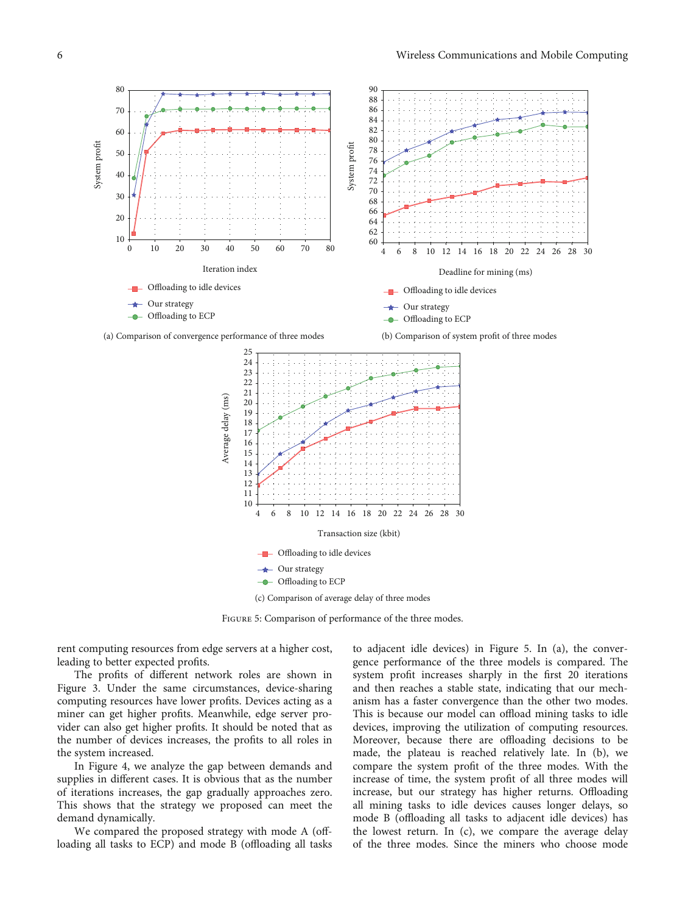(a) Comparison of convergence performance of three modes

(b) Comparison of system profit of three modes

(c) Comparison of average delay of three modes

Figure 5: Comparison of performance of the three modes.

rent computing resources from edge servers at a higher cost, leading to better expected profits.

The profits of different network roles are shown in Figure 3. Under the same circumstances, device-sharing computing resources have lower profits. Devices acting as a miner can get higher profits. Meanwhile, edge server provider can also get higher profits. It should be noted that as the number of devices increases, the profits to all roles in the system increased.

In Figure 4, we analyze the gap between demands and supplies in different cases. It is obvious that as the number of iterations increases, the gap gradually approaches zero. This shows that the strategy we proposed can meet the demand dynamically.

We compared the proposed strategy with mode A (offloading all tasks to ECP) and mode B (offloading all tasks to adjacent idle devices) in Figure 5. In (a), the convergence performance of the three models is compared. The system profit increases sharply in the first 20 iterations and then reaches a stable state, indicating that our mechanism has a faster convergence than the other two modes. This is because our model can offload mining tasks to idle devices, improving the utilization of computing resources. Moreover, because there are offloading decisions to be made, the plateau is reached relatively late. In (b), we compare the system profit of the three modes. With the increase of time, the system profit of all three modes will increase, but our strategy has higher returns. Offloading all mining tasks to idle devices causes longer delays, so mode B (offloading all tasks to adjacent idle devices) has the lowest return. In (c), we compare the average delay of the three modes. Since the miners who choose mode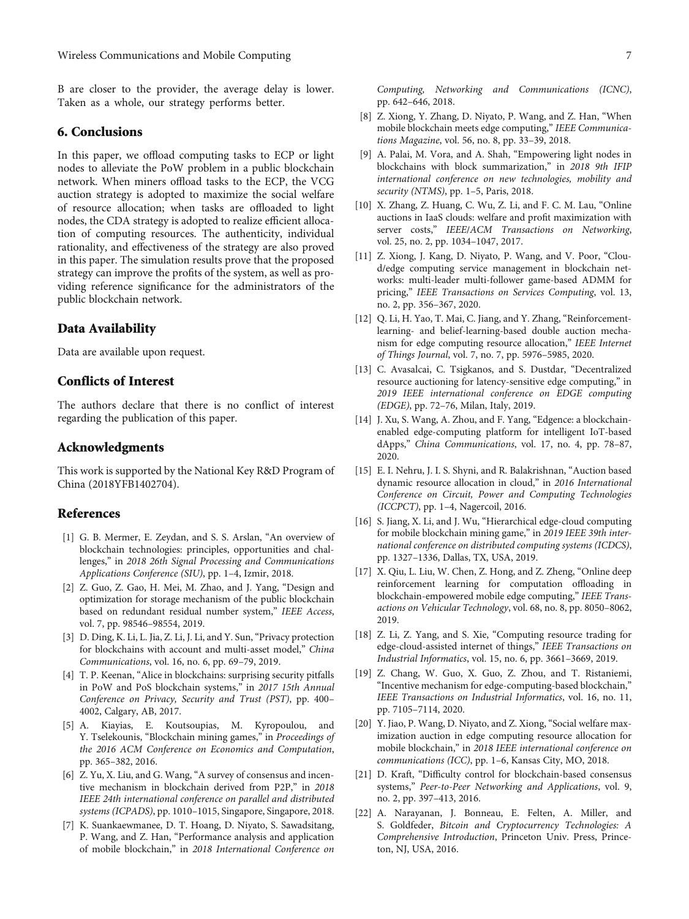B are closer to the provider, the average delay is lower. Taken as a whole, our strategy performs better.

## 6. Conclusions

In this paper, we offload computing tasks to ECP or light nodes to alleviate the PoW problem in a public blockchain network. When miners offload tasks to the ECP, the VCG auction strategy is adopted to maximize the social welfare of resource allocation; when tasks are offloaded to light nodes, the CDA strategy is adopted to realize efficient allocation of computing resources. The authenticity, individual rationality, and effectiveness of the strategy are also proved in this paper. The simulation results prove that the proposed strategy can improve the profits of the system, as well as providing reference significance for the administrators of the public blockchain network.

## Data Availability

Data are available upon request.

## Conflicts of Interest

The authors declare that there is no conflict of interest regarding the publication of this paper.

## Acknowledgments

This work is supported by the National Key R&D Program of China (2018YFB1402704).

## References

[1] G. B. Mermer, E. Zeydan, and S. S. Arslan, "An overview of blockchain technologies: principles, opportunities and challenges," in *2018 26th Signal Processing and Communications Applications Conference (SIU)*, pp. 1–4, Izmir, 2018.

[2] Z. Guo, Z. Gao, H. Mei, M. Zhao, and J. Yang, "Design and optimization for storage mechanism of the public blockchain based on redundant residual number system," *IEEE Access*, vol. 7, pp. 98546–98554, 2019.

[3] D. Ding, K. Li, L. Jia, Z. Li, J. Li, and Y. Sun, "Privacy protection for blockchains with account and multi-asset model," *China Communications*, vol. 16, no. 6, pp. 69–79, 2019.

[4] T. P. Keenan, "Alice in blockchains: surprising security pitfalls in PoW and PoS blockchain systems," in *2017 15th Annual Conference on Privacy, Security and Trust (PST)*, pp. 400–4002, Calgary, AB, 2017.

[5] A. Kiayias, E. Koutsoupias, M. Kyropoulou, and Y. Tselekounis, "Blockchain mining games," in *Proceedings of the 2016 ACM Conference on Economics and Computation*, pp. 365–382, 2016.

[6] Z. Yu, X. Liu, and G. Wang, "A survey of consensus and incentive mechanism in blockchain derived from P2P," in *2018 IEEE 24th international conference on parallel and distributed systems (ICPADS)*, pp. 1010–1015, Singapore, Singapore, 2018.

[7] K. Suankaewmanee, D. T. Hoang, D. Niyato, S. Sawadsitang, P. Wang, and Z. Han, "Performance analysis and application of mobile blockchain," in *2018 International Conference on Computing, Networking and Communications (ICNC)*, pp. 642–646, 2018.

[8] Z. Xiong, Y. Zhang, D. Niyato, P. Wang, and Z. Han, "When mobile blockchain meets edge computing," *IEEE Communications Magazine*, vol. 56, no. 8, pp. 33–39, 2018.

[9] A. Palai, M. Vora, and A. Shah, "Empowering light nodes in blockchains with block summarization," in *2018 9th IFIP international conference on new technologies, mobility and security (NTMS)*, pp. 1–5, Paris, 2018.

[10] X. Zhang, Z. Huang, C. Wu, Z. Li, and F. C. M. Lau, "Online auctions in IaaS clouds: welfare and profit maximization with server costs," *IEEE/ACM Transactions on Networking*, vol. 25, no. 2, pp. 1034–1047, 2017.

[11] Z. Xiong, J. Kang, D. Niyato, P. Wang, and V. Poor, "Cloud/edge computing service management in blockchain networks: multi-leader multi-follower game-based ADMM for pricing," *IEEE Transactions on Services Computing*, vol. 13, no. 2, pp. 356–367, 2020.

[12] Q. Li, H. Yao, T. Mai, C. Jiang, and Y. Zhang, "Reinforcement-learning- and belief-learning-based double auction mechanism for edge computing resource allocation," *IEEE Internet of Things Journal*, vol. 7, no. 7, pp. 5976–5985, 2020.

[13] C. Avasalcai, C. Tsigkanos, and S. Dustdar, "Decentralized resource auctioning for latency-sensitive edge computing," in *2019 IEEE international conference on EDGE computing (EDGE)*, pp. 72–76, Milan, Italy, 2019.

[14] J. Xu, S. Wang, A. Zhou, and F. Yang, "Edgence: a blockchain-enabled edge-computing platform for intelligent IoT-based dApps," *China Communications*, vol. 17, no. 4, pp. 78–87, 2020.

[15] E. I. Nehru, J. I. S. Shyni, and R. Balakrishnan, "Auction based dynamic resource allocation in cloud," in *2016 International Conference on Circuit, Power and Computing Technologies (ICCPCT)*, pp. 1–4, Nagercoil, 2016.

[16] S. Jiang, X. Li, and J. Wu, "Hierarchical edge-cloud computing for mobile blockchain mining game," in *2019 IEEE 39th international conference on distributed computing systems (ICDCS)*, pp. 1327–1336, Dallas, TX, USA, 2019.

[17] X. Qiu, L. Liu, W. Chen, Z. Hong, and Z. Zheng, "Online deep reinforcement learning for computation offloading in blockchain-empowered mobile edge computing," *IEEE Transactions on Vehicular Technology*, vol. 68, no. 8, pp. 8050–8062, 2019.

[18] Z. Li, Z. Yang, and S. Xie, "Computing resource trading for edge-cloud-assisted internet of things," *IEEE Transactions on Industrial Informatics*, vol. 15, no. 6, pp. 3661–3669, 2019.

[19] Z. Chang, W. Guo, X. Guo, Z. Zhou, and T. Ristaniemi, "Incentive mechanism for edge-computing-based blockchain," *IEEE Transactions on Industrial Informatics*, vol. 16, no. 11, pp. 7105–7114, 2020.

[20] Y. Jiao, P. Wang, D. Niyato, and Z. Xiong, "Social welfare maximization auction in edge computing resource allocation for mobile blockchain," in *2018 IEEE international conference on communications (ICC)*, pp. 1–6, Kansas City, MO, 2018.

[21] D. Kraft, "Difficulty control for blockchain-based consensus systems," *Peer-to-Peer Networking and Applications*, vol. 9, no. 2, pp. 397–413, 2016.

[22] A. Narayanan, J. Bonneau, E. Felten, A. Miller, and S. Goldfeder, *Bitcoin and Cryptocurrency Technologies: A Comprehensive Introduction*, Princeton Univ. Press, Princeton, NJ, USA, 2016.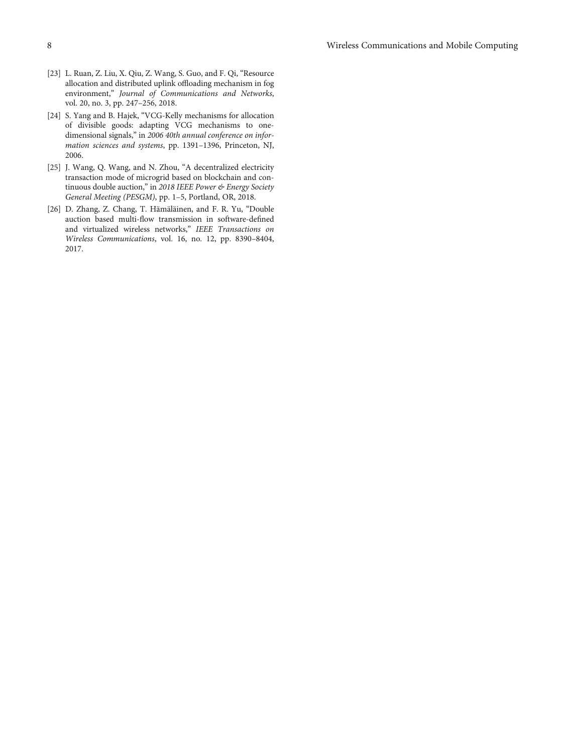[23] L. Ruan, Z. Liu, X. Qiu, Z. Wang, S. Guo, and F. Qi, "Resource allocation and distributed uplink offloading mechanism in fog environment," *Journal of Communications and Networks*, vol. 20, no. 3, pp. 247–256, 2018.

[24] S. Yang and B. Hajek, "VCG-Kelly mechanisms for allocation of divisible goods: adapting VCG mechanisms to one-dimensional signals," in *2006 40th annual conference on information sciences and systems*, pp. 1391–1396, Princeton, NJ, 2006.

[25] J. Wang, Q. Wang, and N. Zhou, "A decentralized electricity transaction mode of microgrid based on blockchain and continuous double auction," in *2018 IEEE Power & Energy Society General Meeting (PESGM)*, pp. 1–5, Portland, OR, 2018.

[26] D. Zhang, Z. Chang, T. Hämäläinen, and F. R. Yu, "Double auction based multi-flow transmission in software-defined and virtualized wireless networks," *IEEE Transactions on Wireless Communications*, vol. 16, no. 12, pp. 8390–8404, 2017.